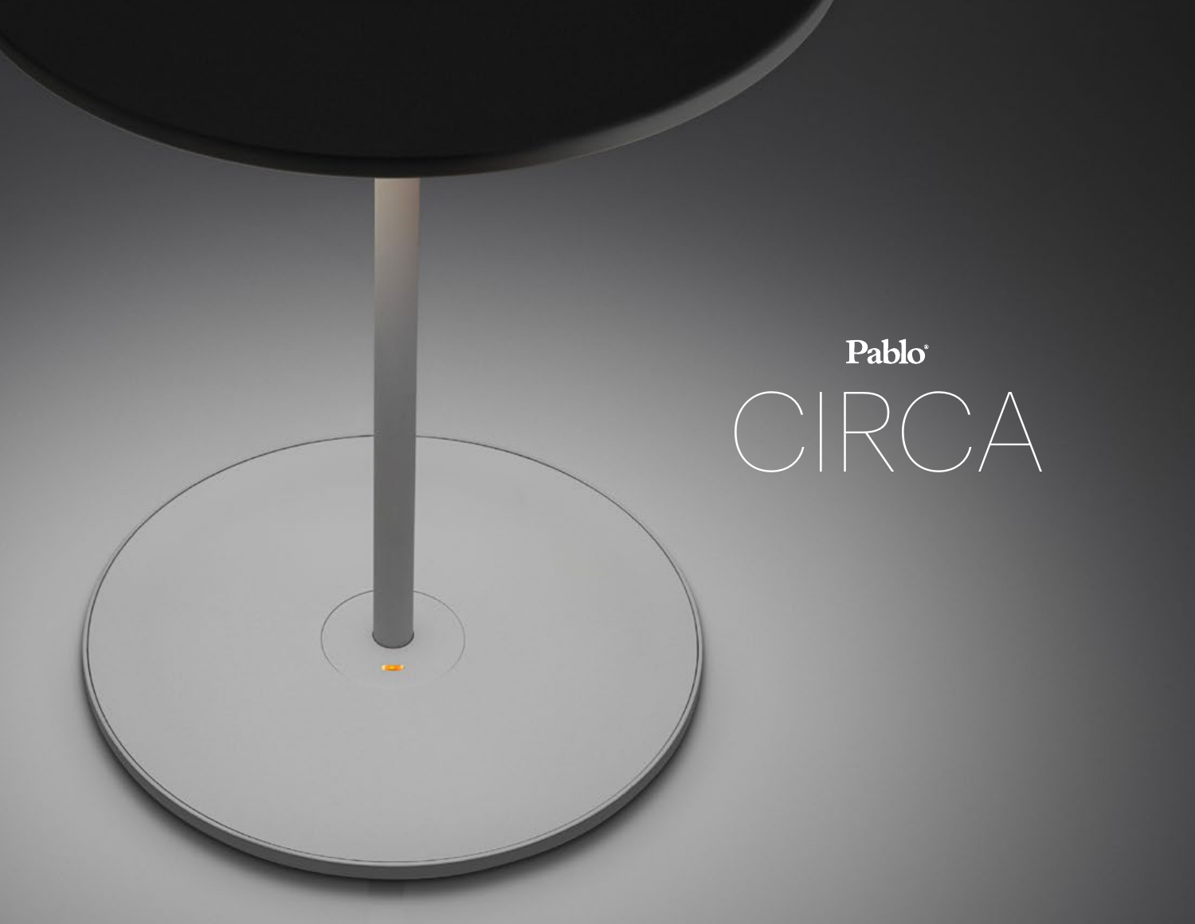Pablo®

# CIRCA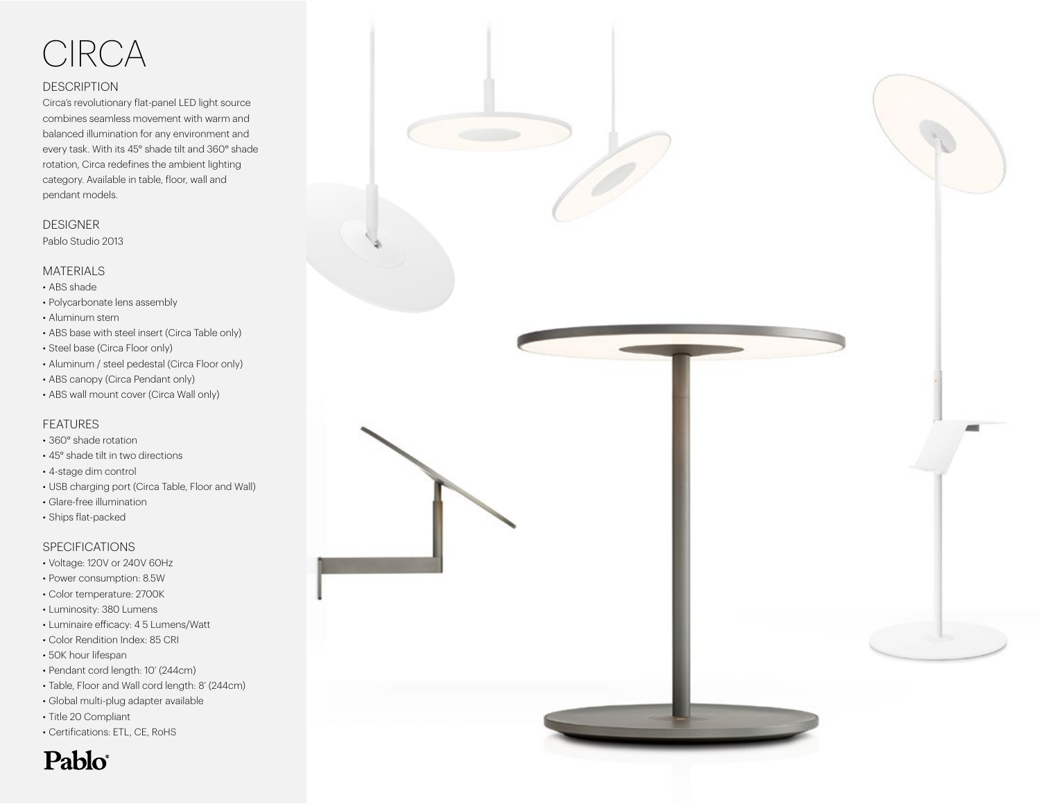# CIRCA

## DESCRIPTION

Circa's revolutionary flat-panel LED light source combines seamless movement with warm and balanced illumination for any environment and every task. With its 45° shade tilt and 360° shade rotation, Circa redefines the ambient lighting category. Available in table, floor, wall and pendant models.

## DESIGNER

Pablo Studio 2013

## MATERIALS

- ABS shade
- Polycarbonate lens assembly
- Aluminum stem
- ABS base with steel insert (Circa Table only)
- Steel base (Circa Floor only)
- Aluminum / steel pedestal (Circa Floor only)
- ABS canopy (Circa Pendant only)
- ABS wall mount cover (Circa Wall only)

## FEATURES

- 360° shade rotation
- 45° shade tilt in two directions
- 4-stage dim control
- USB charging port (Circa Table, Floor and Wall)
- Glare-free illumination
- Ships flat-packed

## SPECIFICATIONS

- Voltage: 120V or 240V 60Hz
- Power consumption: 8.5W
- Color temperature: 2700K
- Luminosity: 380 Lumens
- Luminaire efficacy: 4 5 Lumens/Watt
- Color Rendition Index: 85 CRI
- 50K hour lifespan
- Pendant cord length: 10' (244cm)
- Table, Floor and Wall cord length: 8' (244cm)
- Global multi-plug adapter available
- Title 20 Compliant
- Certifications: ETL, CE, RoHS

Pablo®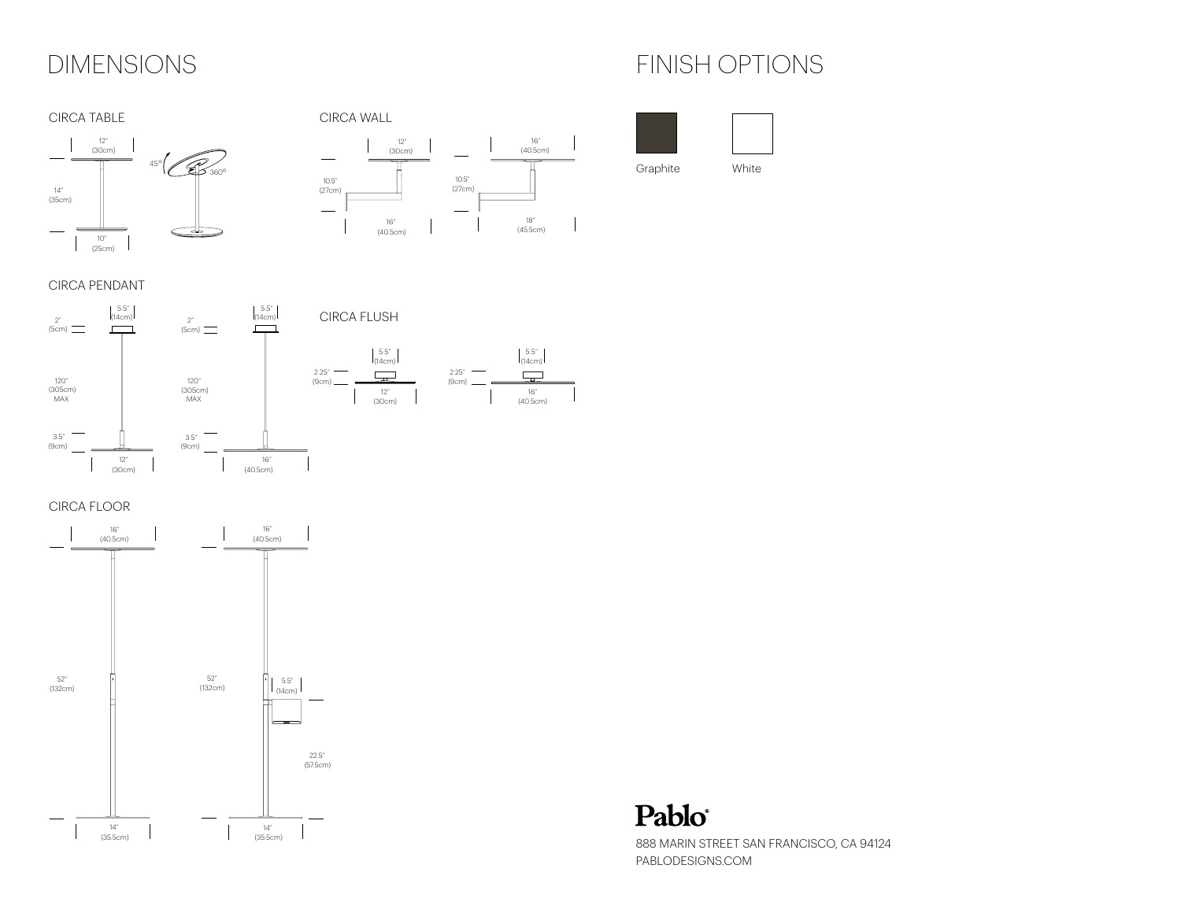# DIMENSIONS

## CIRCA TABLE

12" (30cm)

14" (35cm)

10" (25cm)

45°

360°

## CIRCA WALL

12" (30cm)

10.5" (27cm)

16" (40.5cm)

16" (40.5cm)

10.5" (27cm)

18" (45.5cm)

## CIRCA PENDANT

5.5" (14cm)

2" (5cm)

120" (305cm) MAX

3.5" (9cm)

12" (30cm)

5.5" (14cm)

2" (5cm)

120" (305cm) MAX

3.5" (9cm)

16" (40.5cm)

## CIRCA FLUSH

5.5" (14cm)

2.25" (9cm)

12" (30cm)

5.5" (14cm)

2.25" (9cm)

16" (40.5cm)

## CIRCA FLOOR

16" (40.5cm)

52" (132cm)

14" (35.5cm)

16" (40.5cm)

52" (132cm)

5.5" (14cm)

22.5" (57.5cm)

14" (35.5cm)

# FINISH OPTIONS

Graphite

White

**Pablo®**

888 MARIN STREET SAN FRANCISCO, CA 94124
PABLODESIGNS.COM